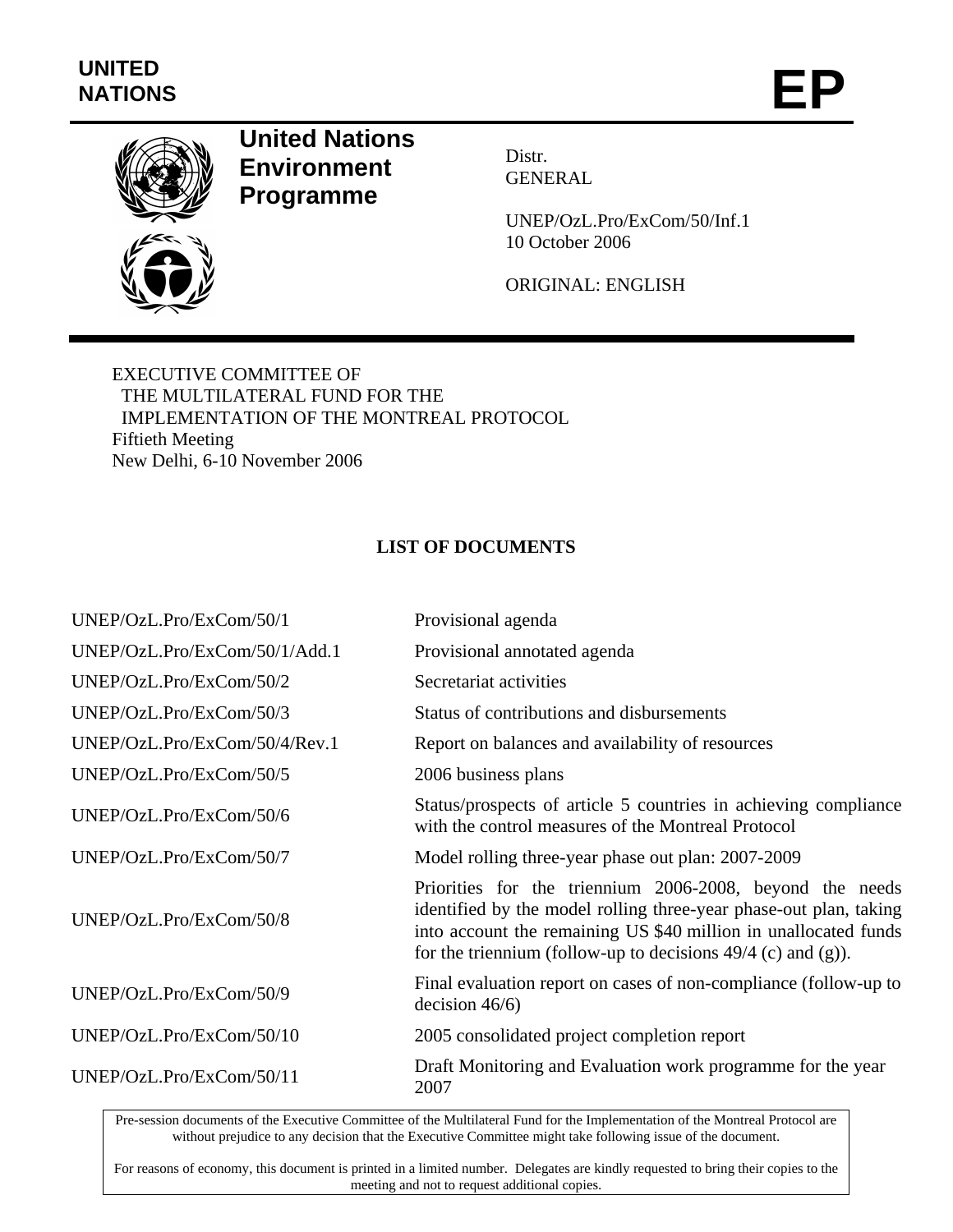UNITED NATIONS

# EP

**United Nations Environment Programme**

Distr.
GENERAL

UNEP/OzL.Pro/ExCom/50/Inf.1
10 October 2006

ORIGINAL: ENGLISH

EXECUTIVE COMMITTEE OF
THE MULTILATERAL FUND FOR THE
IMPLEMENTATION OF THE MONTREAL PROTOCOL
Fiftieth Meeting
New Delhi, 6-10 November 2006

## LIST OF DOCUMENTS

| | |
|---|---|
| UNEP/OzL.Pro/ExCom/50/1 | Provisional agenda |
| UNEP/OzL.Pro/ExCom/50/1/Add.1 | Provisional annotated agenda |
| UNEP/OzL.Pro/ExCom/50/2 | Secretariat activities |
| UNEP/OzL.Pro/ExCom/50/3 | Status of contributions and disbursements |
| UNEP/OzL.Pro/ExCom/50/4/Rev.1 | Report on balances and availability of resources |
| UNEP/OzL.Pro/ExCom/50/5 | 2006 business plans |
| UNEP/OzL.Pro/ExCom/50/6 | Status/prospects of article 5 countries in achieving compliance with the control measures of the Montreal Protocol |
| UNEP/OzL.Pro/ExCom/50/7 | Model rolling three-year phase out plan: 2007-2009 |
| UNEP/OzL.Pro/ExCom/50/8 | Priorities for the triennium 2006-2008, beyond the needs identified by the model rolling three-year phase-out plan, taking into account the remaining US $40 million in unallocated funds for the triennium (follow-up to decisions 49/4 (c) and (g)). |
| UNEP/OzL.Pro/ExCom/50/9 | Final evaluation report on cases of non-compliance (follow-up to decision 46/6) |
| UNEP/OzL.Pro/ExCom/50/10 | 2005 consolidated project completion report |
| UNEP/OzL.Pro/ExCom/50/11 | Draft Monitoring and Evaluation work programme for the year 2007 |

Pre-session documents of the Executive Committee of the Multilateral Fund for the Implementation of the Montreal Protocol are without prejudice to any decision that the Executive Committee might take following issue of the document.

For reasons of economy, this document is printed in a limited number. Delegates are kindly requested to bring their copies to the meeting and not to request additional copies.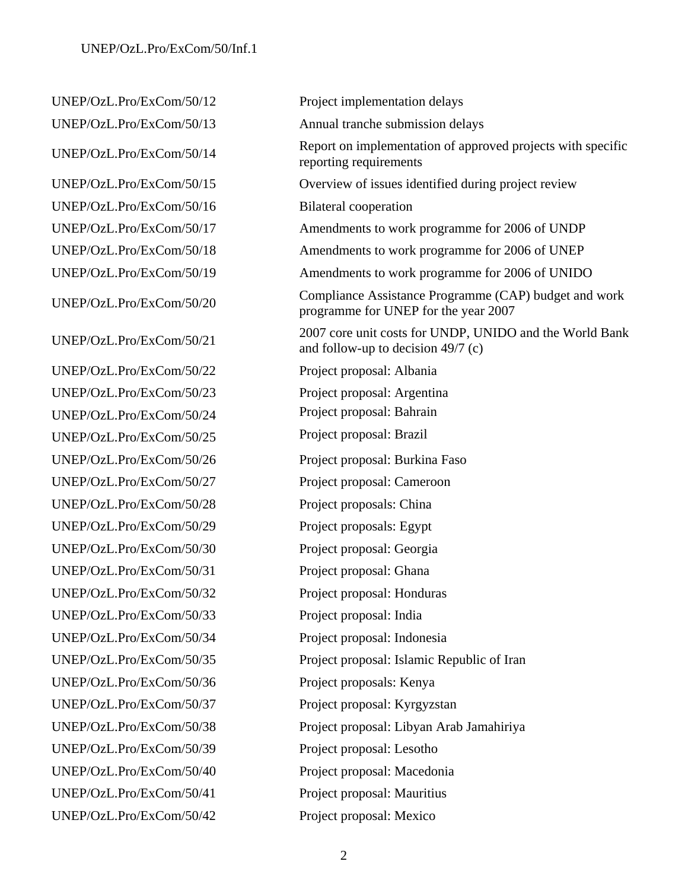| | |
|---|---|
| UNEP/OzL.Pro/ExCom/50/12 | Project implementation delays |
| UNEP/OzL.Pro/ExCom/50/13 | Annual tranche submission delays |
| UNEP/OzL.Pro/ExCom/50/14 | Report on implementation of approved projects with specific reporting requirements |
| UNEP/OzL.Pro/ExCom/50/15 | Overview of issues identified during project review |
| UNEP/OzL.Pro/ExCom/50/16 | Bilateral cooperation |
| UNEP/OzL.Pro/ExCom/50/17 | Amendments to work programme for 2006 of UNDP |
| UNEP/OzL.Pro/ExCom/50/18 | Amendments to work programme for 2006 of UNEP |
| UNEP/OzL.Pro/ExCom/50/19 | Amendments to work programme for 2006 of UNIDO |
| UNEP/OzL.Pro/ExCom/50/20 | Compliance Assistance Programme (CAP) budget and work programme for UNEP for the year 2007 |
| UNEP/OzL.Pro/ExCom/50/21 | 2007 core unit costs for UNDP, UNIDO and the World Bank and follow-up to decision 49/7 (c) |
| UNEP/OzL.Pro/ExCom/50/22 | Project proposal: Albania |
| UNEP/OzL.Pro/ExCom/50/23 | Project proposal: Argentina |
| UNEP/OzL.Pro/ExCom/50/24 | Project proposal: Bahrain |
| UNEP/OzL.Pro/ExCom/50/25 | Project proposal: Brazil |
| UNEP/OzL.Pro/ExCom/50/26 | Project proposal: Burkina Faso |
| UNEP/OzL.Pro/ExCom/50/27 | Project proposal: Cameroon |
| UNEP/OzL.Pro/ExCom/50/28 | Project proposals: China |
| UNEP/OzL.Pro/ExCom/50/29 | Project proposals: Egypt |
| UNEP/OzL.Pro/ExCom/50/30 | Project proposal: Georgia |
| UNEP/OzL.Pro/ExCom/50/31 | Project proposal: Ghana |
| UNEP/OzL.Pro/ExCom/50/32 | Project proposal: Honduras |
| UNEP/OzL.Pro/ExCom/50/33 | Project proposal: India |
| UNEP/OzL.Pro/ExCom/50/34 | Project proposal: Indonesia |
| UNEP/OzL.Pro/ExCom/50/35 | Project proposal: Islamic Republic of Iran |
| UNEP/OzL.Pro/ExCom/50/36 | Project proposals: Kenya |
| UNEP/OzL.Pro/ExCom/50/37 | Project proposal: Kyrgyzstan |
| UNEP/OzL.Pro/ExCom/50/38 | Project proposal: Libyan Arab Jamahiriya |
| UNEP/OzL.Pro/ExCom/50/39 | Project proposal: Lesotho |
| UNEP/OzL.Pro/ExCom/50/40 | Project proposal: Macedonia |
| UNEP/OzL.Pro/ExCom/50/41 | Project proposal: Mauritius |
| UNEP/OzL.Pro/ExCom/50/42 | Project proposal: Mexico |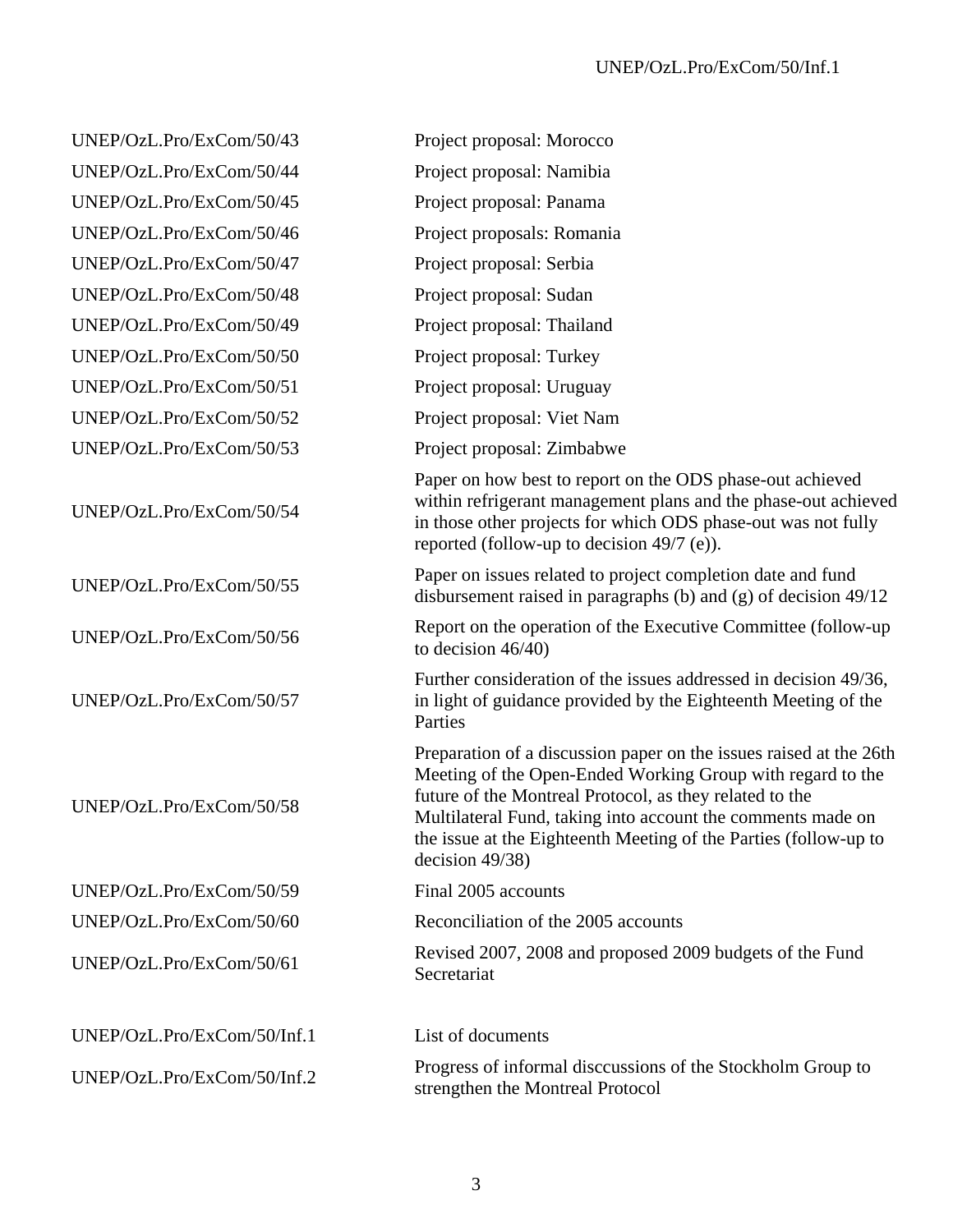| | |
|---|---|
| UNEP/OzL.Pro/ExCom/50/43 | Project proposal: Morocco |
| UNEP/OzL.Pro/ExCom/50/44 | Project proposal: Namibia |
| UNEP/OzL.Pro/ExCom/50/45 | Project proposal: Panama |
| UNEP/OzL.Pro/ExCom/50/46 | Project proposals: Romania |
| UNEP/OzL.Pro/ExCom/50/47 | Project proposal: Serbia |
| UNEP/OzL.Pro/ExCom/50/48 | Project proposal: Sudan |
| UNEP/OzL.Pro/ExCom/50/49 | Project proposal: Thailand |
| UNEP/OzL.Pro/ExCom/50/50 | Project proposal: Turkey |
| UNEP/OzL.Pro/ExCom/50/51 | Project proposal: Uruguay |
| UNEP/OzL.Pro/ExCom/50/52 | Project proposal: Viet Nam |
| UNEP/OzL.Pro/ExCom/50/53 | Project proposal: Zimbabwe |
| UNEP/OzL.Pro/ExCom/50/54 | Paper on how best to report on the ODS phase-out achieved within refrigerant management plans and the phase-out achieved in those other projects for which ODS phase-out was not fully reported (follow-up to decision 49/7 (e)). |
| UNEP/OzL.Pro/ExCom/50/55 | Paper on issues related to project completion date and fund disbursement raised in paragraphs (b) and (g) of decision 49/12 |
| UNEP/OzL.Pro/ExCom/50/56 | Report on the operation of the Executive Committee (follow-up to decision 46/40) |
| UNEP/OzL.Pro/ExCom/50/57 | Further consideration of the issues addressed in decision 49/36, in light of guidance provided by the Eighteenth Meeting of the Parties |
| UNEP/OzL.Pro/ExCom/50/58 | Preparation of a discussion paper on the issues raised at the 26th Meeting of the Open-Ended Working Group with regard to the future of the Montreal Protocol, as they related to the Multilateral Fund, taking into account the comments made on the issue at the Eighteenth Meeting of the Parties (follow-up to decision 49/38) |
| UNEP/OzL.Pro/ExCom/50/59 | Final 2005 accounts |
| UNEP/OzL.Pro/ExCom/50/60 | Reconciliation of the 2005 accounts |
| UNEP/OzL.Pro/ExCom/50/61 | Revised 2007, 2008 and proposed 2009 budgets of the Fund Secretariat |
| UNEP/OzL.Pro/ExCom/50/Inf.1 | List of documents |
| UNEP/OzL.Pro/ExCom/50/Inf.2 | Progress of informal disccussions of the Stockholm Group to strengthen the Montreal Protocol |